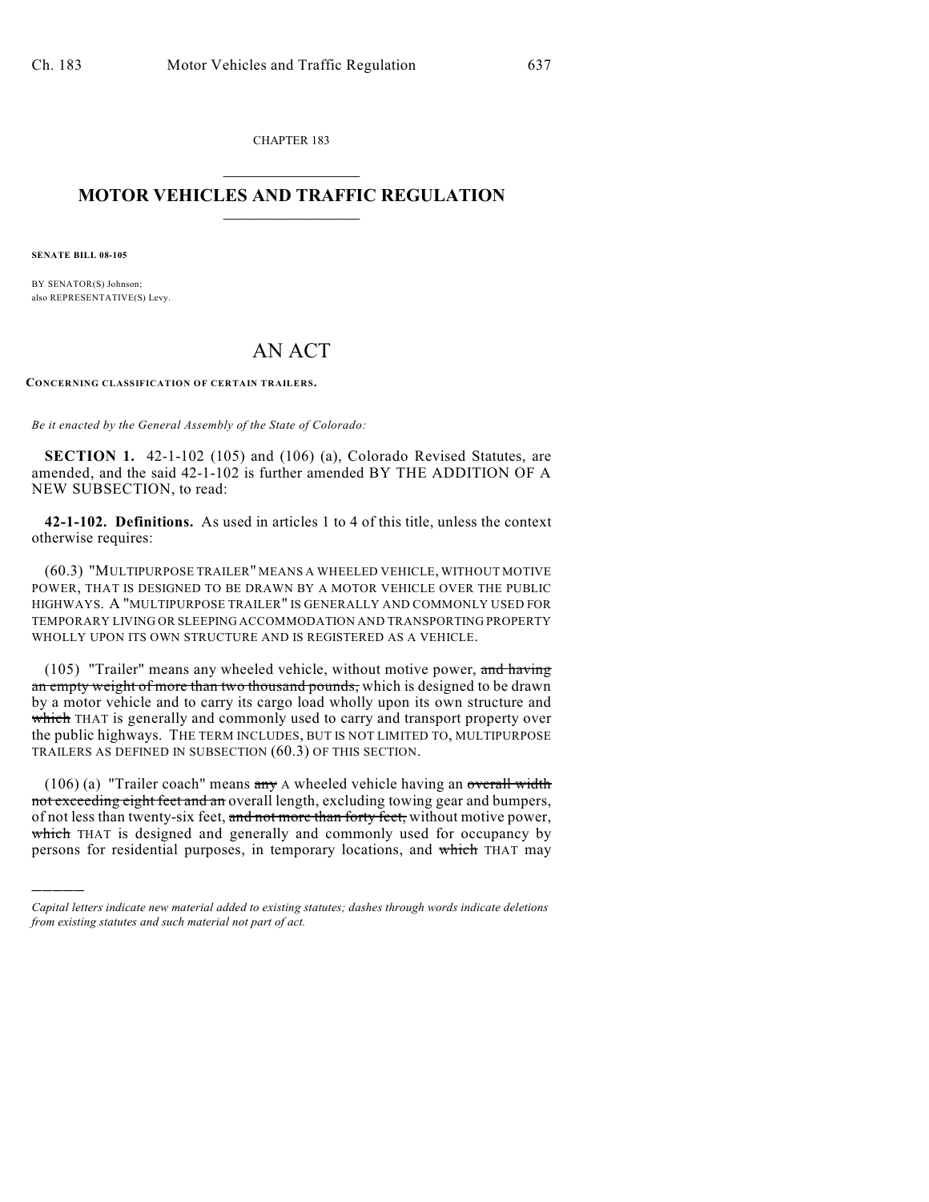CHAPTER 183

# MOTOR VEHICLES AND TRAFFIC REGULATION

**SENATE BILL 08-105**

BY SENATOR(S) Johnson;
also REPRESENTATIVE(S) Levy.

# AN ACT

**CONCERNING CLASSIFICATION OF CERTAIN TRAILERS.**

*Be it enacted by the General Assembly of the State of Colorado:*

**SECTION 1.** 42-1-102 (105) and (106) (a), Colorado Revised Statutes, are amended, and the said 42-1-102 is further amended BY THE ADDITION OF A NEW SUBSECTION, to read:

**42-1-102. Definitions.** As used in articles 1 to 4 of this title, unless the context otherwise requires:

(60.3) "MULTIPURPOSE TRAILER" MEANS A WHEELED VEHICLE, WITHOUT MOTIVE POWER, THAT IS DESIGNED TO BE DRAWN BY A MOTOR VEHICLE OVER THE PUBLIC HIGHWAYS. A "MULTIPURPOSE TRAILER" IS GENERALLY AND COMMONLY USED FOR TEMPORARY LIVING OR SLEEPING ACCOMMODATION AND TRANSPORTING PROPERTY WHOLLY UPON ITS OWN STRUCTURE AND IS REGISTERED AS A VEHICLE.

(105) "Trailer" means any wheeled vehicle, without motive power, ~~and having an empty weight of more than two thousand pounds,~~ which is designed to be drawn by a motor vehicle and to carry its cargo load wholly upon its own structure and ~~which~~ THAT is generally and commonly used to carry and transport property over the public highways. THE TERM INCLUDES, BUT IS NOT LIMITED TO, MULTIPURPOSE TRAILERS AS DEFINED IN SUBSECTION (60.3) OF THIS SECTION.

(106) (a) "Trailer coach" means ~~any~~ A wheeled vehicle having an ~~overall width not exceeding eight feet and an~~ overall length, excluding towing gear and bumpers, of not less than twenty-six feet, ~~and not more than forty feet,~~ without motive power, ~~which~~ THAT is designed and generally and commonly used for occupancy by persons for residential purposes, in temporary locations, and ~~which~~ THAT may

---

*Capital letters indicate new material added to existing statutes; dashes through words indicate deletions from existing statutes and such material not part of act.*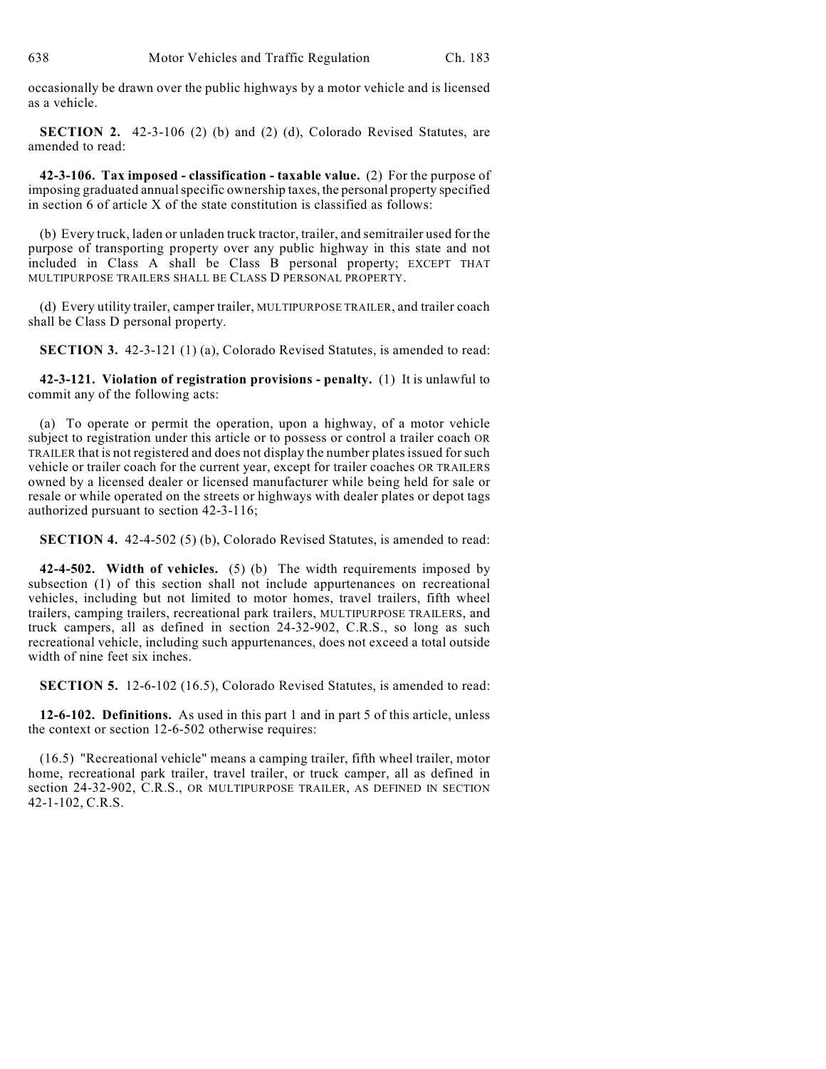occasionally be drawn over the public highways by a motor vehicle and is licensed as a vehicle.

**SECTION 2.** 42-3-106 (2) (b) and (2) (d), Colorado Revised Statutes, are amended to read:

**42-3-106. Tax imposed - classification - taxable value.** (2) For the purpose of imposing graduated annual specific ownership taxes, the personal property specified in section 6 of article X of the state constitution is classified as follows:

(b) Every truck, laden or unladen truck tractor, trailer, and semitrailer used for the purpose of transporting property over any public highway in this state and not included in Class A shall be Class B personal property; EXCEPT THAT MULTIPURPOSE TRAILERS SHALL BE CLASS D PERSONAL PROPERTY.

(d) Every utility trailer, camper trailer, MULTIPURPOSE TRAILER, and trailer coach shall be Class D personal property.

**SECTION 3.** 42-3-121 (1) (a), Colorado Revised Statutes, is amended to read:

**42-3-121. Violation of registration provisions - penalty.** (1) It is unlawful to commit any of the following acts:

(a) To operate or permit the operation, upon a highway, of a motor vehicle subject to registration under this article or to possess or control a trailer coach OR TRAILER that is not registered and does not display the number plates issued for such vehicle or trailer coach for the current year, except for trailer coaches OR TRAILERS owned by a licensed dealer or licensed manufacturer while being held for sale or resale or while operated on the streets or highways with dealer plates or depot tags authorized pursuant to section 42-3-116;

**SECTION 4.** 42-4-502 (5) (b), Colorado Revised Statutes, is amended to read:

**42-4-502. Width of vehicles.** (5) (b) The width requirements imposed by subsection (1) of this section shall not include appurtenances on recreational vehicles, including but not limited to motor homes, travel trailers, fifth wheel trailers, camping trailers, recreational park trailers, MULTIPURPOSE TRAILERS, and truck campers, all as defined in section 24-32-902, C.R.S., so long as such recreational vehicle, including such appurtenances, does not exceed a total outside width of nine feet six inches.

**SECTION 5.** 12-6-102 (16.5), Colorado Revised Statutes, is amended to read:

**12-6-102. Definitions.** As used in this part 1 and in part 5 of this article, unless the context or section 12-6-502 otherwise requires:

(16.5) "Recreational vehicle" means a camping trailer, fifth wheel trailer, motor home, recreational park trailer, travel trailer, or truck camper, all as defined in section 24-32-902, C.R.S., OR MULTIPURPOSE TRAILER, AS DEFINED IN SECTION 42-1-102, C.R.S.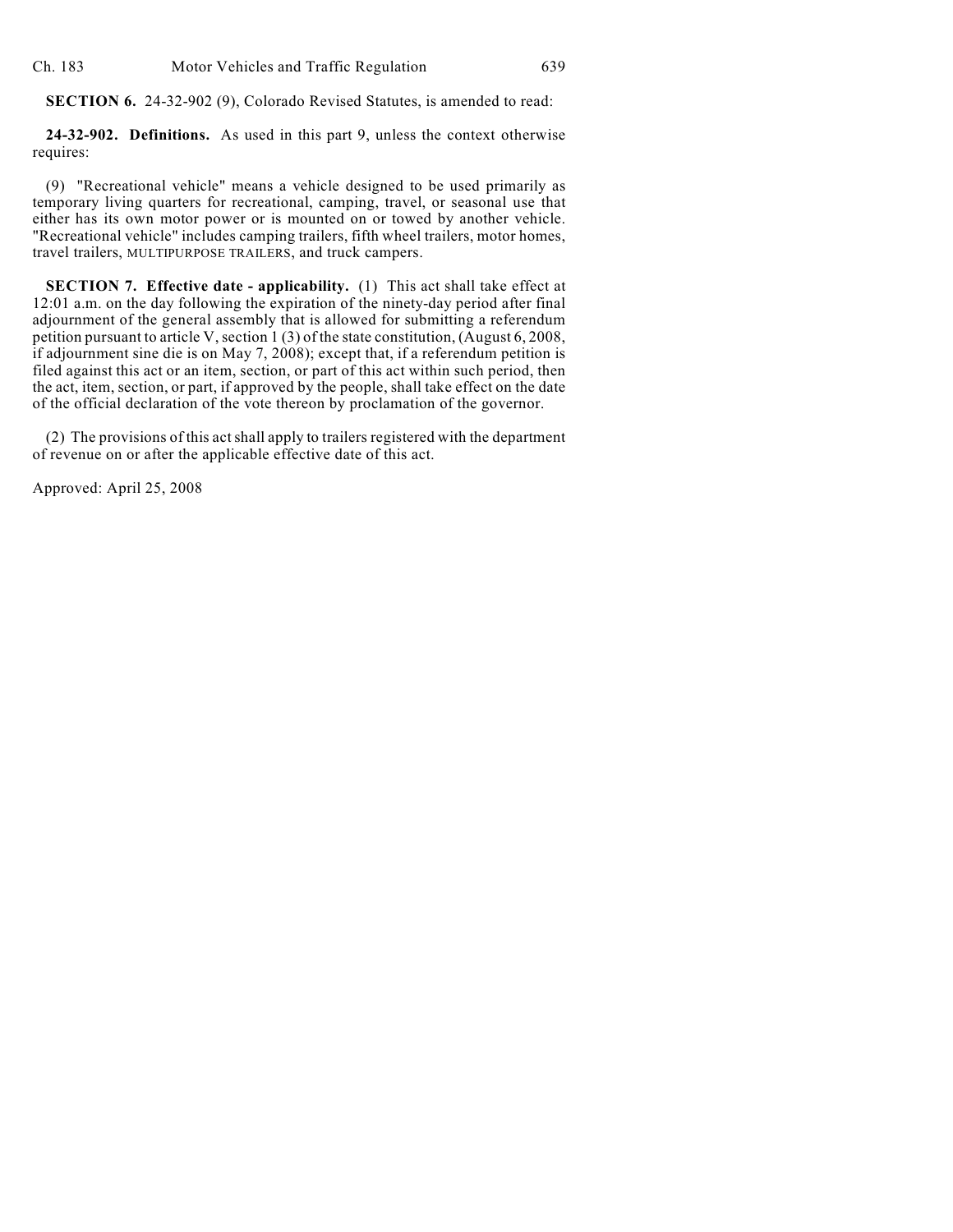**SECTION 6.** 24-32-902 (9), Colorado Revised Statutes, is amended to read:

**24-32-902. Definitions.** As used in this part 9, unless the context otherwise requires:

(9) "Recreational vehicle" means a vehicle designed to be used primarily as temporary living quarters for recreational, camping, travel, or seasonal use that either has its own motor power or is mounted on or towed by another vehicle. "Recreational vehicle" includes camping trailers, fifth wheel trailers, motor homes, travel trailers, MULTIPURPOSE TRAILERS, and truck campers.

**SECTION 7. Effective date - applicability.** (1) This act shall take effect at 12:01 a.m. on the day following the expiration of the ninety-day period after final adjournment of the general assembly that is allowed for submitting a referendum petition pursuant to article V, section 1 (3) of the state constitution, (August 6, 2008, if adjournment sine die is on May 7, 2008); except that, if a referendum petition is filed against this act or an item, section, or part of this act within such period, then the act, item, section, or part, if approved by the people, shall take effect on the date of the official declaration of the vote thereon by proclamation of the governor.

(2) The provisions of this act shall apply to trailers registered with the department of revenue on or after the applicable effective date of this act.

Approved: April 25, 2008